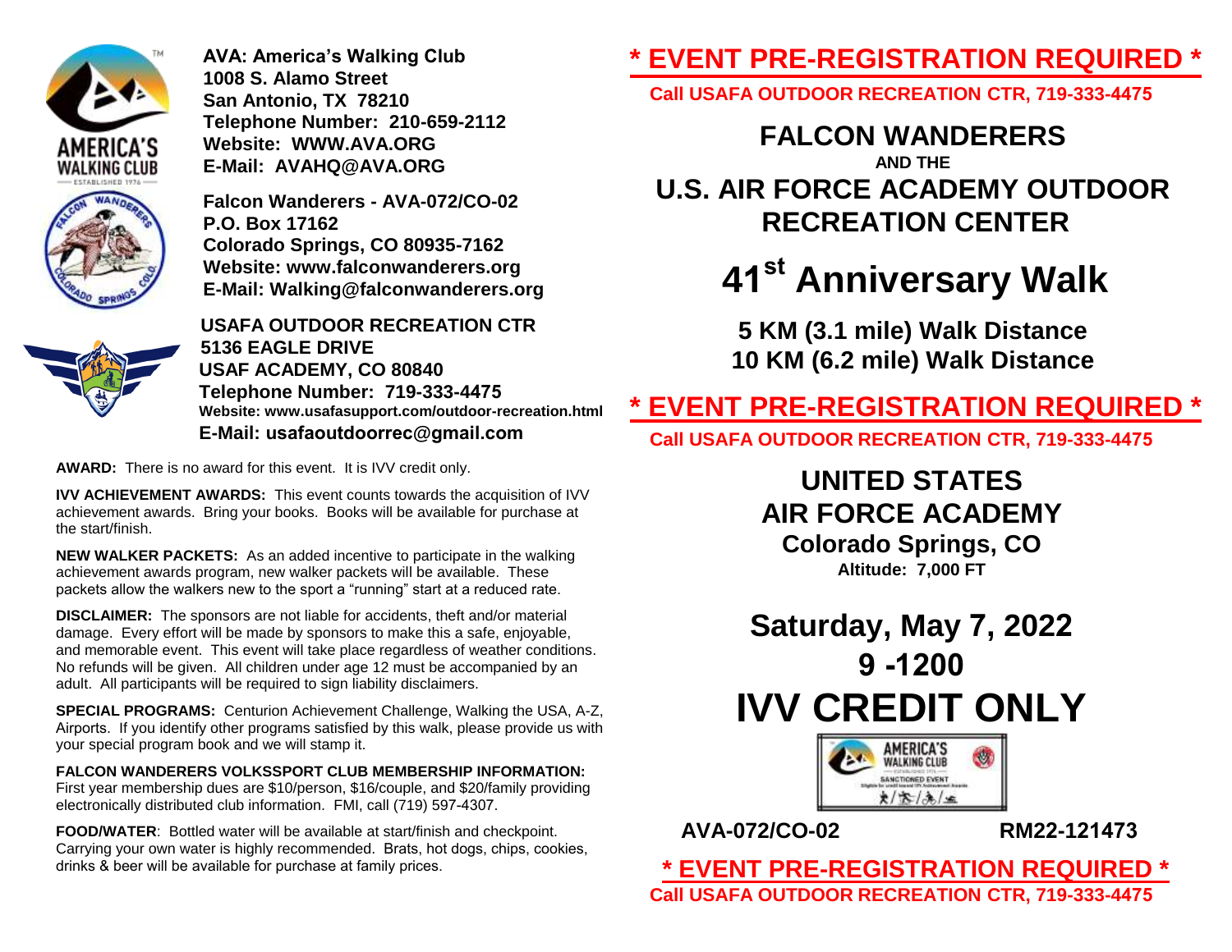**AVA: America's Walking Club**
**1008 S. Alamo Street**
**San Antonio, TX 78210**
**Telephone Number: 210-659-2112**
**Website: WWW.AVA.ORG**
**E-Mail: AVAHQ@AVA.ORG**

**Falcon Wanderers - AVA-072/CO-02**
**P.O. Box 17162**
**Colorado Springs, CO 80935-7162**
**Website: www.falconwanderers.org**
**E-Mail: Walking@falconwanderers.org**

**USAFA OUTDOOR RECREATION CTR**
**5136 EAGLE DRIVE**
**USAF ACADEMY, CO 80840**
**Telephone Number: 719-333-4475**
**Website: www.usafasupport.com/outdoor-recreation.html**
**E-Mail: usafaoutdoorrec@gmail.com**

**AWARD:** There is no award for this event. It is IVV credit only.

**IVV ACHIEVEMENT AWARDS:** This event counts towards the acquisition of IVV achievement awards. Bring your books. Books will be available for purchase at the start/finish.

**NEW WALKER PACKETS:** As an added incentive to participate in the walking achievement awards program, new walker packets will be available. These packets allow the walkers new to the sport a "running" start at a reduced rate.

**DISCLAIMER:** The sponsors are not liable for accidents, theft and/or material damage. Every effort will be made by sponsors to make this a safe, enjoyable, and memorable event. This event will take place regardless of weather conditions. No refunds will be given. All children under age 12 must be accompanied by an adult. All participants will be required to sign liability disclaimers.

**SPECIAL PROGRAMS:** Centurion Achievement Challenge, Walking the USA, A-Z, Airports. If you identify other programs satisfied by this walk, please provide us with your special program book and we will stamp it.

**FALCON WANDERERS VOLKSSPORT CLUB MEMBERSHIP INFORMATION:** First year membership dues are $10/person, $16/couple, and $20/family providing electronically distributed club information. FMI, call (719) 597-4307.

**FOOD/WATER**: Bottled water will be available at start/finish and checkpoint. Carrying your own water is highly recommended. Brats, hot dogs, chips, cookies, drinks & beer will be available for purchase at family prices.

## * EVENT PRE-REGISTRATION REQUIRED *

**Call USAFA OUTDOOR RECREATION CTR, 719-333-4475**

# FALCON WANDERERS

**AND THE**

# U.S. AIR FORCE ACADEMY OUTDOOR RECREATION CENTER

# 41st Anniversary Walk

**5 KM (3.1 mile) Walk Distance**
**10 KM (6.2 mile) Walk Distance**

## * EVENT PRE-REGISTRATION REQUIRED *

**Call USAFA OUTDOOR RECREATION CTR, 719-333-4475**

## UNITED STATES AIR FORCE ACADEMY

**Colorado Springs, CO**
**Altitude: 7,000 FT**

## Saturday, May 7, 2022

## 9 -1200

# IVV CREDIT ONLY

**AVA-072/CO-02** **RM22-121473**

## * EVENT PRE-REGISTRATION REQUIRED *

**Call USAFA OUTDOOR RECREATION CTR, 719-333-4475**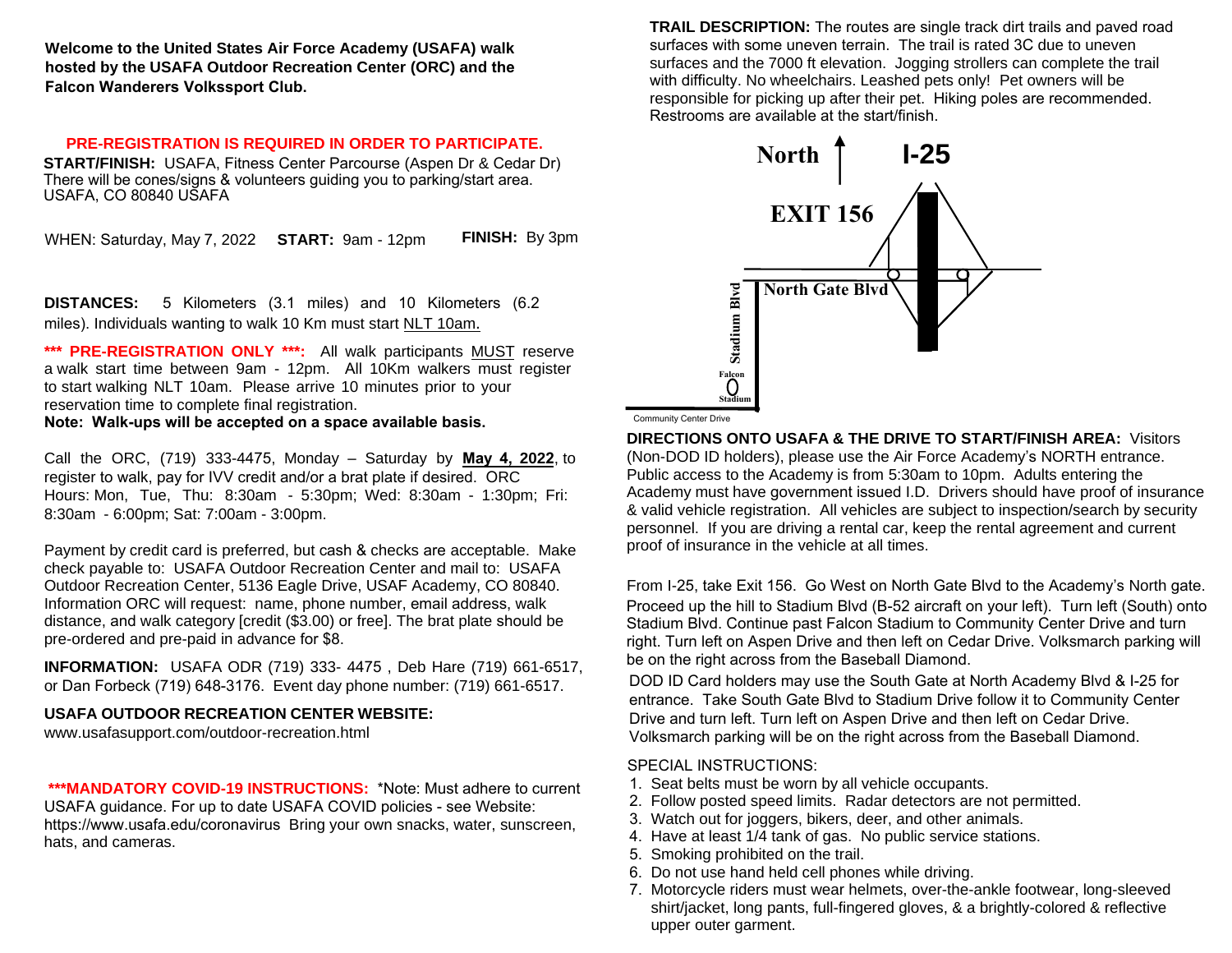**Welcome to the United States Air Force Academy (USAFA) walk hosted by the USAFA Outdoor Recreation Center (ORC) and the Falcon Wanderers Volkssport Club.**

**PRE-REGISTRATION IS REQUIRED IN ORDER TO PARTICIPATE.**

**START/FINISH:** USAFA, Fitness Center Parcourse (Aspen Dr & Cedar Dr)
There will be cones/signs & volunteers guiding you to parking/start area.
USAFA, CO 80840 USAFA

WHEN: Saturday, May 7, 2022 **START:** 9am - 12pm **FINISH:** By 3pm

**DISTANCES:** 5 Kilometers (3.1 miles) and 10 Kilometers (6.2 miles). Individuals wanting to walk 10 Km must start NLT 10am.

**\*\*\* PRE-REGISTRATION ONLY \*\*\*:** All walk participants MUST reserve a walk start time between 9am - 12pm. All 10Km walkers must register to start walking NLT 10am. Please arrive 10 minutes prior to your reservation time to complete final registration.
**Note: Walk-ups will be accepted on a space available basis.**

Call the ORC, (719) 333-4475, Monday – Saturday by **May 4, 2022**, to register to walk, pay for IVV credit and/or a brat plate if desired. ORC Hours: Mon, Tue, Thu: 8:30am - 5:30pm; Wed: 8:30am - 1:30pm; Fri: 8:30am - 6:00pm; Sat: 7:00am - 3:00pm.

Payment by credit card is preferred, but cash & checks are acceptable. Make check payable to: USAFA Outdoor Recreation Center and mail to: USAFA Outdoor Recreation Center, 5136 Eagle Drive, USAF Academy, CO 80840. Information ORC will request: name, phone number, email address, walk distance, and walk category [credit ($3.00) or free]. The brat plate should be pre-ordered and pre-paid in advance for $8.

**INFORMATION:** USAFA ODR (719) 333- 4475 , Deb Hare (719) 661-6517, or Dan Forbeck (719) 648-3176. Event day phone number: (719) 661-6517.

**USAFA OUTDOOR RECREATION CENTER WEBSITE:**
www.usafasupport.com/outdoor-recreation.html

**\*\*\*MANDATORY COVID-19 INSTRUCTIONS:** \*Note: Must adhere to current USAFA guidance. For up to date USAFA COVID policies - see Website: https://www.usafa.edu/coronavirus Bring your own snacks, water, sunscreen, hats, and cameras.

**TRAIL DESCRIPTION:** The routes are single track dirt trails and paved road surfaces with some uneven terrain. The trail is rated 3C due to uneven surfaces and the 7000 ft elevation. Jogging strollers can complete the trail with difficulty. No wheelchairs. Leashed pets only! Pet owners will be responsible for picking up after their pet. Hiking poles are recommended. Restrooms are available at the start/finish.

North
I-25
EXIT 156
North Gate Blvd
Stadium Blvd
Falcon Stadium
Community Center Drive

**DIRECTIONS ONTO USAFA & THE DRIVE TO START/FINISH AREA:** Visitors (Non-DOD ID holders), please use the Air Force Academy's NORTH entrance. Public access to the Academy is from 5:30am to 10pm. Adults entering the Academy must have government issued I.D. Drivers should have proof of insurance & valid vehicle registration. All vehicles are subject to inspection/search by security personnel. If you are driving a rental car, keep the rental agreement and current proof of insurance in the vehicle at all times.

From I-25, take Exit 156. Go West on North Gate Blvd to the Academy's North gate. Proceed up the hill to Stadium Blvd (B-52 aircraft on your left). Turn left (South) onto Stadium Blvd. Continue past Falcon Stadium to Community Center Drive and turn right. Turn left on Aspen Drive and then left on Cedar Drive. Volksmarch parking will be on the right across from the Baseball Diamond.

DOD ID Card holders may use the South Gate at North Academy Blvd & I-25 for entrance. Take South Gate Blvd to Stadium Drive follow it to Community Center Drive and turn left. Turn left on Aspen Drive and then left on Cedar Drive. Volksmarch parking will be on the right across from the Baseball Diamond.

SPECIAL INSTRUCTIONS:

1. Seat belts must be worn by all vehicle occupants.
2. Follow posted speed limits. Radar detectors are not permitted.
3. Watch out for joggers, bikers, deer, and other animals.
4. Have at least 1/4 tank of gas. No public service stations.
5. Smoking prohibited on the trail.
6. Do not use hand held cell phones while driving.
7. Motorcycle riders must wear helmets, over-the-ankle footwear, long-sleeved shirt/jacket, long pants, full-fingered gloves, & a brightly-colored & reflective upper outer garment.